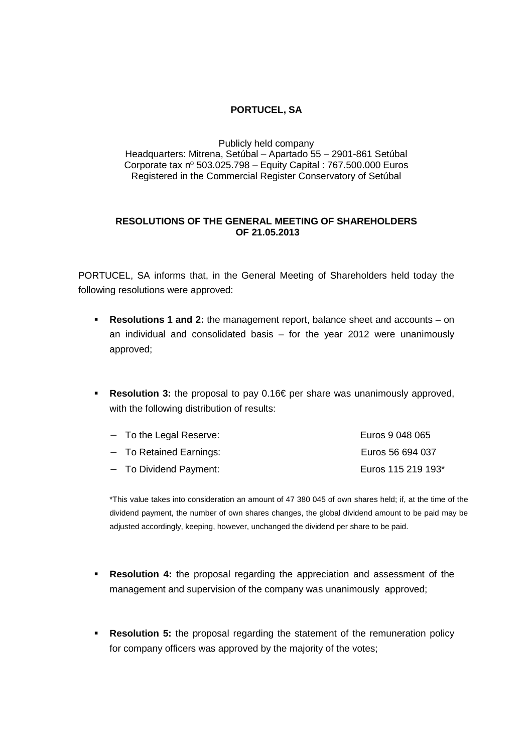**PORTUCEL, SA**

Publicly held company
Headquarters: Mitrena, Setúbal – Apartado 55 – 2901-861 Setúbal
Corporate tax nº 503.025.798 – Equity Capital : 767.500.000 Euros
Registered in the Commercial Register Conservatory of Setúbal

**RESOLUTIONS OF THE GENERAL MEETING OF SHAREHOLDERS OF 21.05.2013**

PORTUCEL, SA informs that, in the General Meeting of Shareholders held today the following resolutions were approved:

- **Resolutions 1 and 2:** the management report, balance sheet and accounts – on an individual and consolidated basis – for the year 2012 were unanimously approved;

- **Resolution 3:** the proposal to pay 0.16€ per share was unanimously approved, with the following distribution of results:

  - To the Legal Reserve: Euros 9 048 065
  - To Retained Earnings: Euros 56 694 037
  - To Dividend Payment: Euros 115 219 193*

  *This value takes into consideration an amount of 47 380 045 of own shares held; if, at the time of the dividend payment, the number of own shares changes, the global dividend amount to be paid may be adjusted accordingly, keeping, however, unchanged the dividend per share to be paid.

- **Resolution 4:** the proposal regarding the appreciation and assessment of the management and supervision of the company was unanimously approved;

- **Resolution 5:** the proposal regarding the statement of the remuneration policy for company officers was approved by the majority of the votes;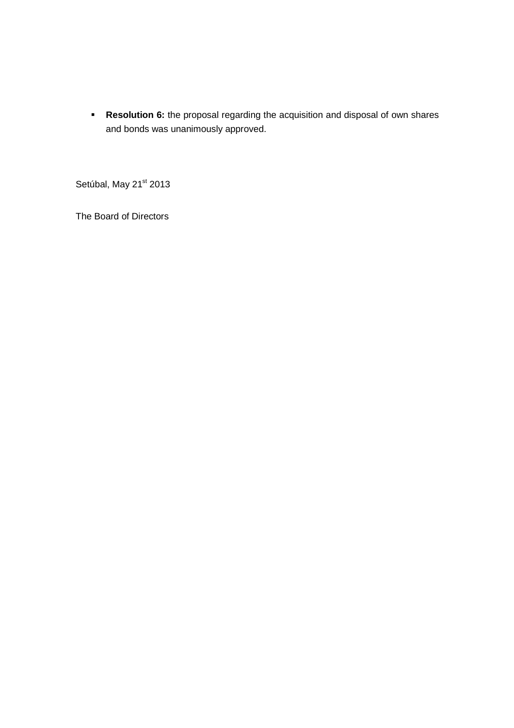- **Resolution 6:** the proposal regarding the acquisition and disposal of own shares and bonds was unanimously approved.

Setúbal, May 21st 2013

The Board of Directors